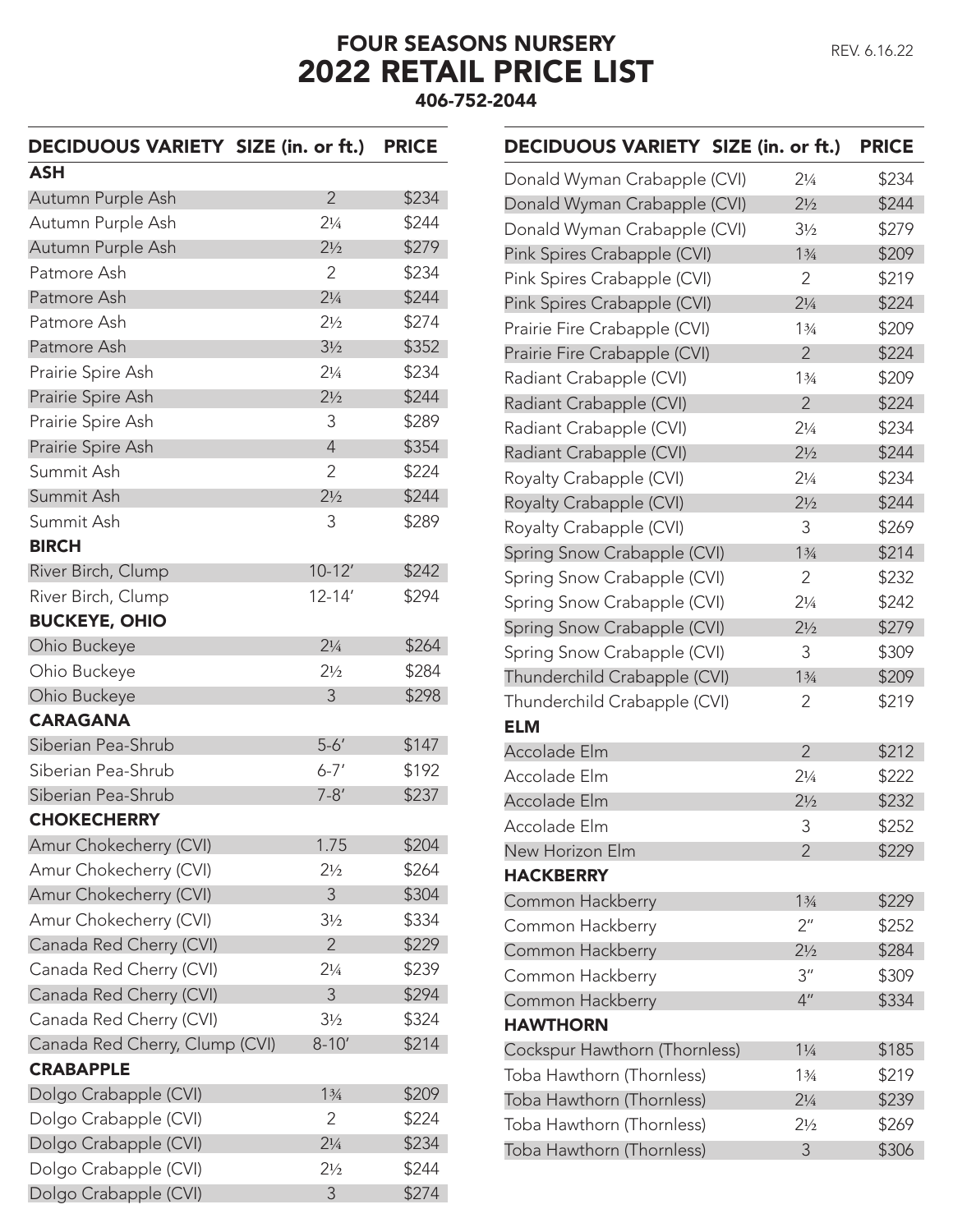# FOUR SEASONS NURSERY
# 2022 RETAIL PRICE LIST
**406-752-2044**

REV. 6.16.22

| DECIDUOUS VARIETY | SIZE (in. or ft.) | PRICE |
|---|---|---|
| **ASH** | | |
| Autumn Purple Ash | 2 | $234 |
| Autumn Purple Ash | 2¼ | $244 |
| Autumn Purple Ash | 2½ | $279 |
| Patmore Ash | 2 | $234 |
| Patmore Ash | 2¼ | $244 |
| Patmore Ash | 2½ | $274 |
| Patmore Ash | 3½ | $352 |
| Prairie Spire Ash | 2¼ | $234 |
| Prairie Spire Ash | 2½ | $244 |
| Prairie Spire Ash | 3 | $289 |
| Prairie Spire Ash | 4 | $354 |
| Summit Ash | 2 | $224 |
| Summit Ash | 2½ | $244 |
| Summit Ash | 3 | $289 |
| **BIRCH** | | |
| River Birch, Clump | 10-12′ | $242 |
| River Birch, Clump | 12-14′ | $294 |
| **BUCKEYE, OHIO** | | |
| Ohio Buckeye | 2¼ | $264 |
| Ohio Buckeye | 2½ | $284 |
| Ohio Buckeye | 3 | $298 |
| **CARAGANA** | | |
| Siberian Pea-Shrub | 5-6′ | $147 |
| Siberian Pea-Shrub | 6-7′ | $192 |
| Siberian Pea-Shrub | 7-8′ | $237 |
| **CHOKECHERRY** | | |
| Amur Chokecherry (CVI) | 1.75 | $204 |
| Amur Chokecherry (CVI) | 2½ | $264 |
| Amur Chokecherry (CVI) | 3 | $304 |
| Amur Chokecherry (CVI) | 3½ | $334 |
| Canada Red Cherry (CVI) | 2 | $229 |
| Canada Red Cherry (CVI) | 2¼ | $239 |
| Canada Red Cherry (CVI) | 3 | $294 |
| Canada Red Cherry (CVI) | 3½ | $324 |
| Canada Red Cherry, Clump (CVI) | 8-10′ | $214 |
| **CRABAPPLE** | | |
| Dolgo Crabapple (CVI) | 1¾ | $209 |
| Dolgo Crabapple (CVI) | 2 | $224 |
| Dolgo Crabapple (CVI) | 2¼ | $234 |
| Dolgo Crabapple (CVI) | 2½ | $244 |
| Dolgo Crabapple (CVI) | 3 | $274 |
| Donald Wyman Crabapple (CVI) | 2¼ | $234 |
| Donald Wyman Crabapple (CVI) | 2½ | $244 |
| Donald Wyman Crabapple (CVI) | 3½ | $279 |
| Pink Spires Crabapple (CVI) | 1¾ | $209 |
| Pink Spires Crabapple (CVI) | 2 | $219 |
| Pink Spires Crabapple (CVI) | 2¼ | $224 |
| Prairie Fire Crabapple (CVI) | 1¾ | $209 |
| Prairie Fire Crabapple (CVI) | 2 | $224 |
| Radiant Crabapple (CVI) | 1¾ | $209 |
| Radiant Crabapple (CVI) | 2 | $224 |
| Radiant Crabapple (CVI) | 2¼ | $234 |
| Radiant Crabapple (CVI) | 2½ | $244 |
| Royalty Crabapple (CVI) | 2¼ | $234 |
| Royalty Crabapple (CVI) | 2½ | $244 |
| Royalty Crabapple (CVI) | 3 | $269 |
| Spring Snow Crabapple (CVI) | 1¾ | $214 |
| Spring Snow Crabapple (CVI) | 2 | $232 |
| Spring Snow Crabapple (CVI) | 2¼ | $242 |
| Spring Snow Crabapple (CVI) | 2½ | $279 |
| Spring Snow Crabapple (CVI) | 3 | $309 |
| Thunderchild Crabapple (CVI) | 1¾ | $209 |
| Thunderchild Crabapple (CVI) | 2 | $219 |
| **ELM** | | |
| Accolade Elm | 2 | $212 |
| Accolade Elm | 2¼ | $222 |
| Accolade Elm | 2½ | $232 |
| Accolade Elm | 3 | $252 |
| New Horizon Elm | 2 | $229 |
| **HACKBERRY** | | |
| Common Hackberry | 1¾ | $229 |
| Common Hackberry | 2″ | $252 |
| Common Hackberry | 2½ | $284 |
| Common Hackberry | 3″ | $309 |
| Common Hackberry | 4″ | $334 |
| **HAWTHORN** | | |
| Cockspur Hawthorn (Thornless) | 1¼ | $185 |
| Toba Hawthorn (Thornless) | 1¾ | $219 |
| Toba Hawthorn (Thornless) | 2¼ | $239 |
| Toba Hawthorn (Thornless) | 2½ | $269 |
| Toba Hawthorn (Thornless) | 3 | $306 |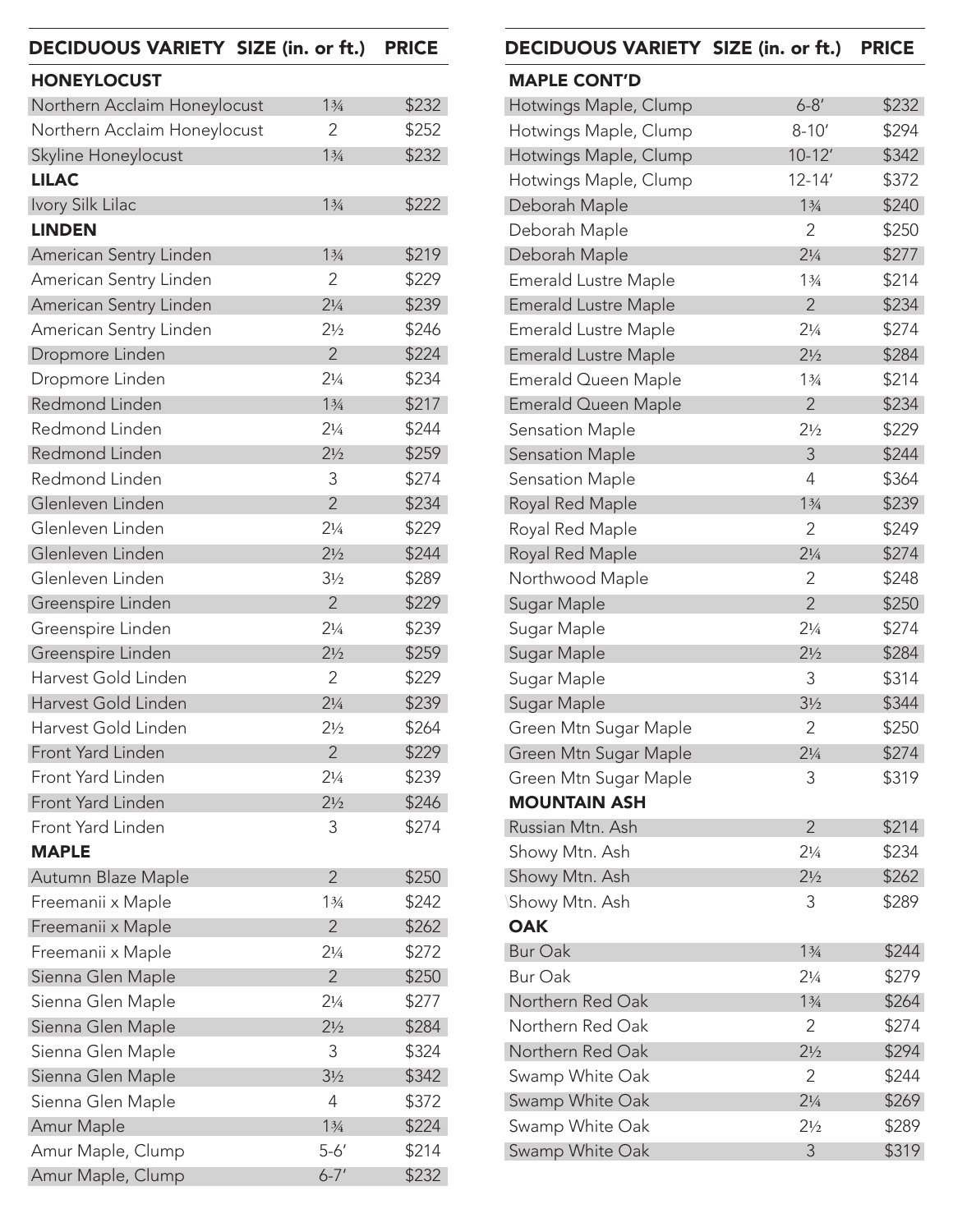| DECIDUOUS VARIETY | SIZE (in. or ft.) | PRICE |
|---|---|---|
| **HONEYLOCUST** | | |
| Northern Acclaim Honeylocust | 1¾ | $232 |
| Northern Acclaim Honeylocust | 2 | $252 |
| Skyline Honeylocust | 1¾ | $232 |
| **LILAC** | | |
| Ivory Silk Lilac | 1¾ | $222 |
| **LINDEN** | | |
| American Sentry Linden | 1¾ | $219 |
| American Sentry Linden | 2 | $229 |
| American Sentry Linden | 2¼ | $239 |
| American Sentry Linden | 2½ | $246 |
| Dropmore Linden | 2 | $224 |
| Dropmore Linden | 2¼ | $234 |
| Redmond Linden | 1¾ | $217 |
| Redmond Linden | 2¼ | $244 |
| Redmond Linden | 2½ | $259 |
| Redmond Linden | 3 | $274 |
| Glenleven Linden | 2 | $234 |
| Glenleven Linden | 2¼ | $229 |
| Glenleven Linden | 2½ | $244 |
| Glenleven Linden | 3½ | $289 |
| Greenspire Linden | 2 | $229 |
| Greenspire Linden | 2¼ | $239 |
| Greenspire Linden | 2½ | $259 |
| Harvest Gold Linden | 2 | $229 |
| Harvest Gold Linden | 2¼ | $239 |
| Harvest Gold Linden | 2½ | $264 |
| Front Yard Linden | 2 | $229 |
| Front Yard Linden | 2¼ | $239 |
| Front Yard Linden | 2½ | $246 |
| Front Yard Linden | 3 | $274 |
| **MAPLE** | | |
| Autumn Blaze Maple | 2 | $250 |
| Freemanii x Maple | 1¾ | $242 |
| Freemanii x Maple | 2 | $262 |
| Freemanii x Maple | 2¼ | $272 |
| Sienna Glen Maple | 2 | $250 |
| Sienna Glen Maple | 2¼ | $277 |
| Sienna Glen Maple | 2½ | $284 |
| Sienna Glen Maple | 3 | $324 |
| Sienna Glen Maple | 3½ | $342 |
| Sienna Glen Maple | 4 | $372 |
| Amur Maple | 1¾ | $224 |
| Amur Maple, Clump | 5-6′ | $214 |
| Amur Maple, Clump | 6-7′ | $232 |

| DECIDUOUS VARIETY | SIZE (in. or ft.) | PRICE |
|---|---|---|
| **MAPLE CONT'D** | | |
| Hotwings Maple, Clump | 6-8′ | $232 |
| Hotwings Maple, Clump | 8-10′ | $294 |
| Hotwings Maple, Clump | 10-12′ | $342 |
| Hotwings Maple, Clump | 12-14′ | $372 |
| Deborah Maple | 1¾ | $240 |
| Deborah Maple | 2 | $250 |
| Deborah Maple | 2¼ | $277 |
| Emerald Lustre Maple | 1¾ | $214 |
| Emerald Lustre Maple | 2 | $234 |
| Emerald Lustre Maple | 2¼ | $274 |
| Emerald Lustre Maple | 2½ | $284 |
| Emerald Queen Maple | 1¾ | $214 |
| Emerald Queen Maple | 2 | $234 |
| Sensation Maple | 2½ | $229 |
| Sensation Maple | 3 | $244 |
| Sensation Maple | 4 | $364 |
| Royal Red Maple | 1¾ | $239 |
| Royal Red Maple | 2 | $249 |
| Royal Red Maple | 2¼ | $274 |
| Northwood Maple | 2 | $248 |
| Sugar Maple | 2 | $250 |
| Sugar Maple | 2¼ | $274 |
| Sugar Maple | 2½ | $284 |
| Sugar Maple | 3 | $314 |
| Sugar Maple | 3½ | $344 |
| Green Mtn Sugar Maple | 2 | $250 |
| Green Mtn Sugar Maple | 2¼ | $274 |
| Green Mtn Sugar Maple | 3 | $319 |
| **MOUNTAIN ASH** | | |
| Russian Mtn. Ash | 2 | $214 |
| Showy Mtn. Ash | 2¼ | $234 |
| Showy Mtn. Ash | 2½ | $262 |
| Showy Mtn. Ash | 3 | $289 |
| **OAK** | | |
| Bur Oak | 1¾ | $244 |
| Bur Oak | 2¼ | $279 |
| Northern Red Oak | 1¾ | $264 |
| Northern Red Oak | 2 | $274 |
| Northern Red Oak | 2½ | $294 |
| Swamp White Oak | 2 | $244 |
| Swamp White Oak | 2¼ | $269 |
| Swamp White Oak | 2½ | $289 |
| Swamp White Oak | 3 | $319 |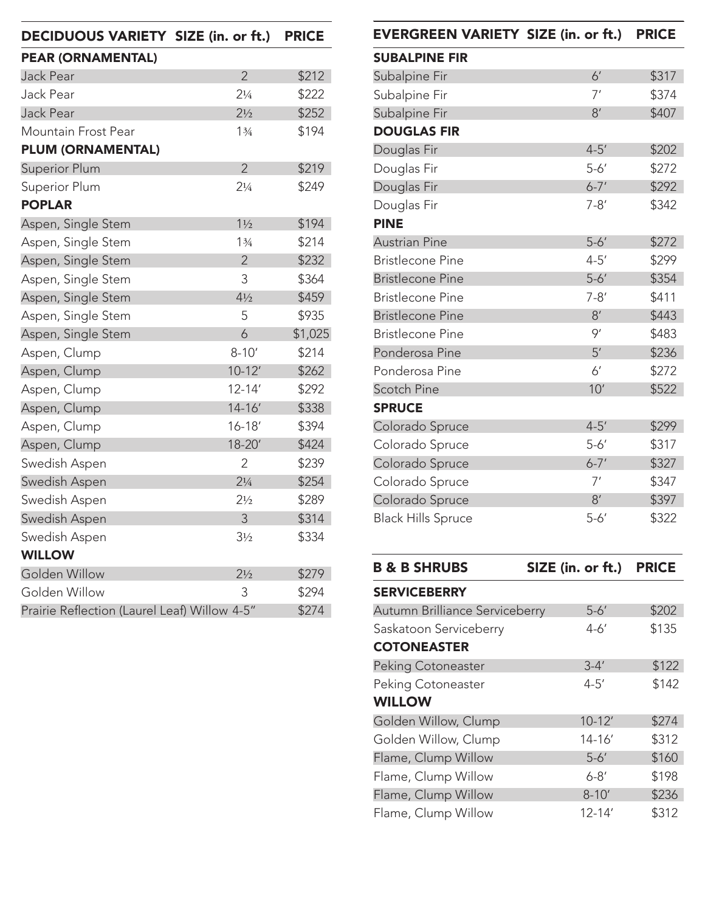| DECIDUOUS VARIETY | SIZE (in. or ft.) | PRICE |
|---|---|---|
| **PEAR (ORNAMENTAL)** | | |
| Jack Pear | 2 | $212 |
| Jack Pear | 2¼ | $222 |
| Jack Pear | 2½ | $252 |
| Mountain Frost Pear | 1¾ | $194 |
| **PLUM (ORNAMENTAL)** | | |
| Superior Plum | 2 | $219 |
| Superior Plum | 2¼ | $249 |
| **POPLAR** | | |
| Aspen, Single Stem | 1½ | $194 |
| Aspen, Single Stem | 1¾ | $214 |
| Aspen, Single Stem | 2 | $232 |
| Aspen, Single Stem | 3 | $364 |
| Aspen, Single Stem | 4½ | $459 |
| Aspen, Single Stem | 5 | $935 |
| Aspen, Single Stem | 6 | $1,025 |
| Aspen, Clump | 8-10′ | $214 |
| Aspen, Clump | 10-12′ | $262 |
| Aspen, Clump | 12-14′ | $292 |
| Aspen, Clump | 14-16′ | $338 |
| Aspen, Clump | 16-18′ | $394 |
| Aspen, Clump | 18-20′ | $424 |
| Swedish Aspen | 2 | $239 |
| Swedish Aspen | 2¼ | $254 |
| Swedish Aspen | 2½ | $289 |
| Swedish Aspen | 3 | $314 |
| Swedish Aspen | 3½ | $334 |
| **WILLOW** | | |
| Golden Willow | 2½ | $279 |
| Golden Willow | 3 | $294 |
| Prairie Reflection (Laurel Leaf) Willow 4-5″ | | $274 |

| EVERGREEN VARIETY | SIZE (in. or ft.) | PRICE |
|---|---|---|
| **SUBALPINE FIR** | | |
| Subalpine Fir | 6′ | $317 |
| Subalpine Fir | 7′ | $374 |
| Subalpine Fir | 8′ | $407 |
| **DOUGLAS FIR** | | |
| Douglas Fir | 4-5′ | $202 |
| Douglas Fir | 5-6′ | $272 |
| Douglas Fir | 6-7′ | $292 |
| Douglas Fir | 7-8′ | $342 |
| **PINE** | | |
| Austrian Pine | 5-6′ | $272 |
| Bristlecone Pine | 4-5′ | $299 |
| Bristlecone Pine | 5-6′ | $354 |
| Bristlecone Pine | 7-8′ | $411 |
| Bristlecone Pine | 8′ | $443 |
| Bristlecone Pine | 9′ | $483 |
| Ponderosa Pine | 5′ | $236 |
| Ponderosa Pine | 6′ | $272 |
| Scotch Pine | 10′ | $522 |
| **SPRUCE** | | |
| Colorado Spruce | 4-5′ | $299 |
| Colorado Spruce | 5-6′ | $317 |
| Colorado Spruce | 6-7′ | $327 |
| Colorado Spruce | 7′ | $347 |
| Colorado Spruce | 8′ | $397 |
| Black Hills Spruce | 5-6′ | $322 |

| B & B SHRUBS | SIZE (in. or ft.) | PRICE |
|---|---|---|
| **SERVICEBERRY** | | |
| Autumn Brilliance Serviceberry | 5-6′ | $202 |
| Saskatoon Serviceberry | 4-6′ | $135 |
| **COTONEASTER** | | |
| Peking Cotoneaster | 3-4′ | $122 |
| Peking Cotoneaster | 4-5′ | $142 |
| **WILLOW** | | |
| Golden Willow, Clump | 10-12′ | $274 |
| Golden Willow, Clump | 14-16′ | $312 |
| Flame, Clump Willow | 5-6′ | $160 |
| Flame, Clump Willow | 6-8′ | $198 |
| Flame, Clump Willow | 8-10′ | $236 |
| Flame, Clump Willow | 12-14′ | $312 |